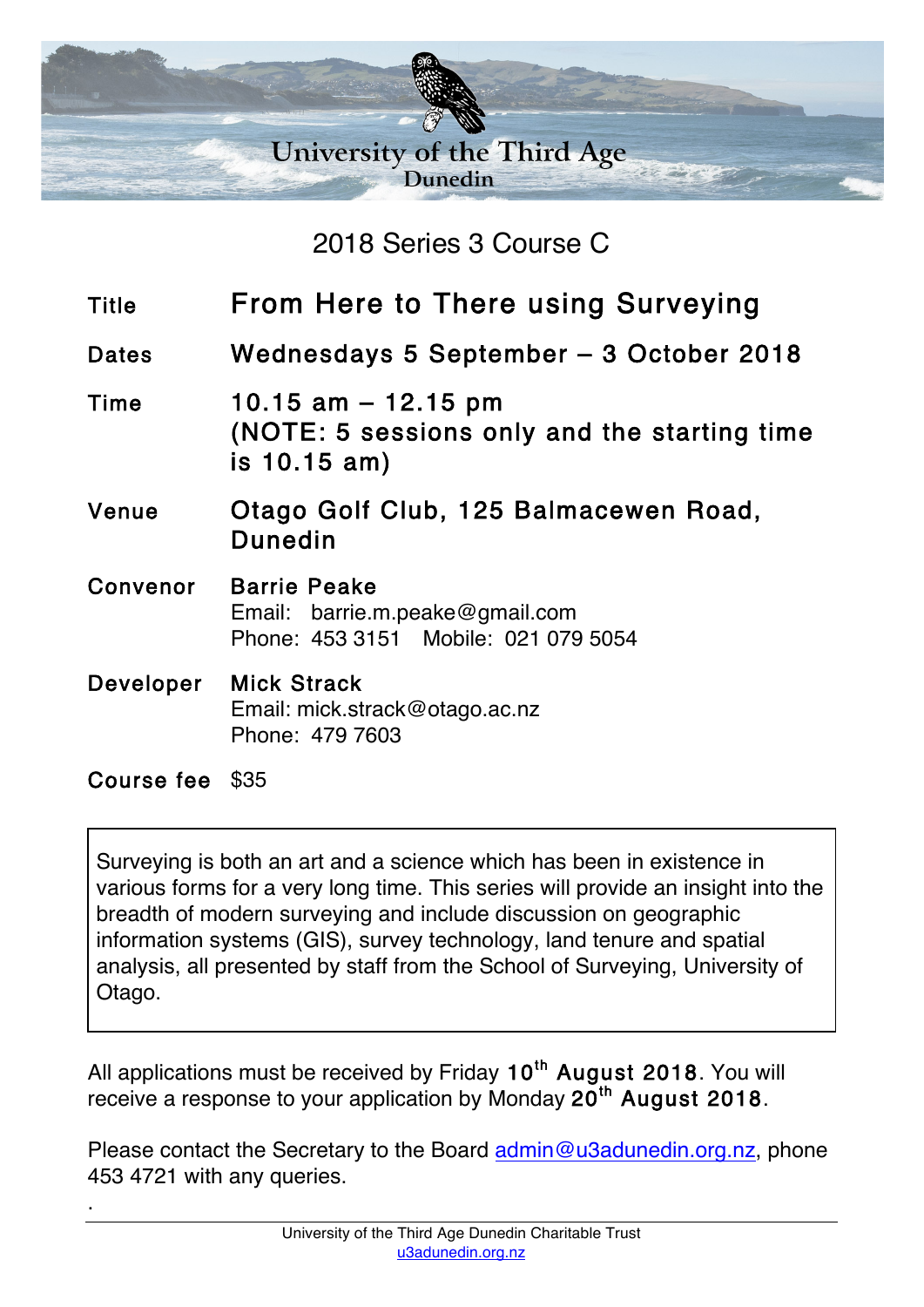# University of the Third Age
## Dunedin

## 2018 Series 3 Course C

| | |
|---|---|
| **Title** | **From Here to There using Surveying** |
| **Dates** | **Wednesdays 5 September – 3 October 2018** |
| **Time** | **10.15 am – 12.15 pm**<br>**(NOTE: 5 sessions only and the starting time is 10.15 am)** |
| **Venue** | **Otago Golf Club, 125 Balmacewen Road, Dunedin** |
| **Convenor** | **Barrie Peake**<br>Email: barrie.m.peake@gmail.com<br>Phone: 453 3151 Mobile: 021 079 5054 |
| **Developer** | **Mick Strack**<br>Email: mick.strack@otago.ac.nz<br>Phone: 479 7603 |
| **Course fee** | $35 |

Surveying is both an art and a science which has been in existence in various forms for a very long time. This series will provide an insight into the breadth of modern surveying and include discussion on geographic information systems (GIS), survey technology, land tenure and spatial analysis, all presented by staff from the School of Surveying, University of Otago.

All applications must be received by Friday **10th August 2018**. You will receive a response to your application by Monday **20th August 2018**.

Please contact the Secretary to the Board admin@u3adunedin.org.nz, phone 453 4721 with any queries.

.

University of the Third Age Dunedin Charitable Trust
u3adunedin.org.nz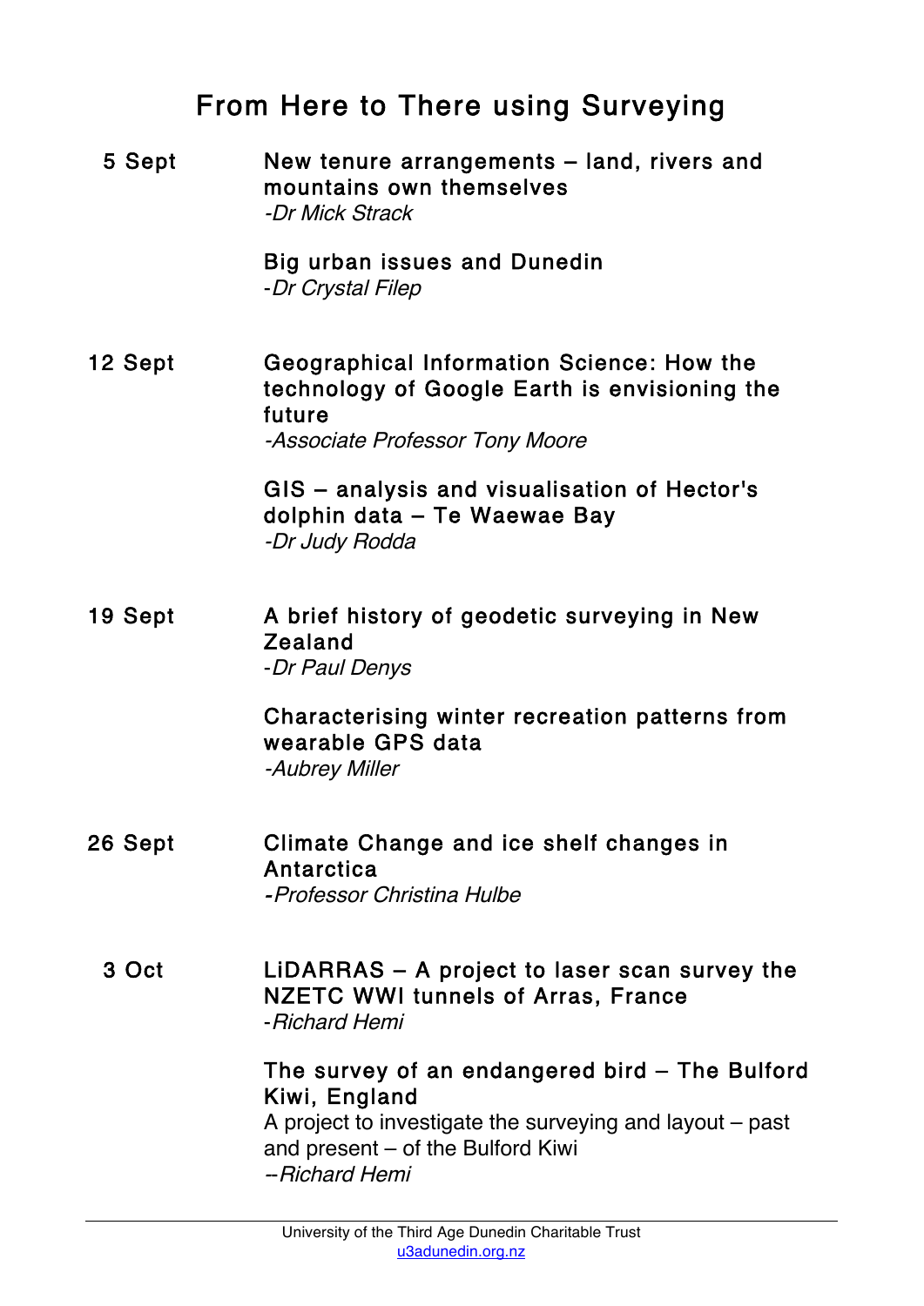# From Here to There using Surveying

**5 Sept**

New tenure arrangements – land, rivers and mountains own themselves
*-Dr Mick Strack*

Big urban issues and Dunedin
*-Dr Crystal Filep*

**12 Sept**

Geographical Information Science: How the technology of Google Earth is envisioning the future
*-Associate Professor Tony Moore*

GIS – analysis and visualisation of Hector's dolphin data – Te Waewae Bay
*-Dr Judy Rodda*

**19 Sept**

A brief history of geodetic surveying in New Zealand
*-Dr Paul Denys*

Characterising winter recreation patterns from wearable GPS data
*-Aubrey Miller*

**26 Sept**

Climate Change and ice shelf changes in Antarctica
*-Professor Christina Hulbe*

**3 Oct**

LiDARRAS – A project to laser scan survey the NZETC WWI tunnels of Arras, France
*-Richard Hemi*

The survey of an endangered bird – The Bulford Kiwi, England
A project to investigate the surveying and layout – past and present – of the Bulford Kiwi
*--Richard Hemi*

University of the Third Age Dunedin Charitable Trust
u3adunedin.org.nz